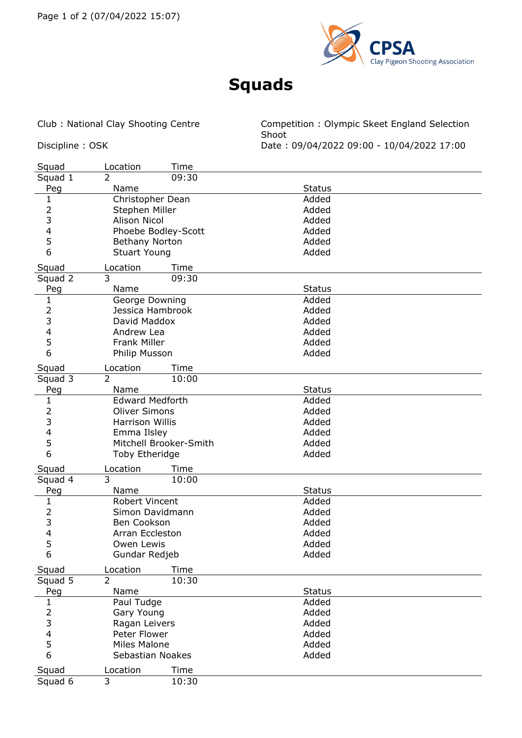# Squads

Club : National Clay Shooting Centre

Competition : Olympic Skeet England Selection Shoot

Discipline : OSK

Date : 09/04/2022 09:00 - 10/04/2022 17:00

| Squad | Location | Time |
|---|---|---|
| Squad 1 | 2 | 09:30 |

| Peg | Name | Status |
|---|---|---|
| 1 | Christopher Dean | Added |
| 2 | Stephen Miller | Added |
| 3 | Alison Nicol | Added |
| 4 | Phoebe Bodley-Scott | Added |
| 5 | Bethany Norton | Added |
| 6 | Stuart Young | Added |

| Squad | Location | Time |
|---|---|---|
| Squad 2 | 3 | 09:30 |

| Peg | Name | Status |
|---|---|---|
| 1 | George Downing | Added |
| 2 | Jessica Hambrook | Added |
| 3 | David Maddox | Added |
| 4 | Andrew Lea | Added |
| 5 | Frank Miller | Added |
| 6 | Philip Musson | Added |

| Squad | Location | Time |
|---|---|---|
| Squad 3 | 2 | 10:00 |

| Peg | Name | Status |
|---|---|---|
| 1 | Edward Medforth | Added |
| 2 | Oliver Simons | Added |
| 3 | Harrison Willis | Added |
| 4 | Emma Ilsley | Added |
| 5 | Mitchell Brooker-Smith | Added |
| 6 | Toby Etheridge | Added |

| Squad | Location | Time |
|---|---|---|
| Squad 4 | 3 | 10:00 |

| Peg | Name | Status |
|---|---|---|
| 1 | Robert Vincent | Added |
| 2 | Simon Davidmann | Added |
| 3 | Ben Cookson | Added |
| 4 | Arran Eccleston | Added |
| 5 | Owen Lewis | Added |
| 6 | Gundar Redjeb | Added |

| Squad | Location | Time |
|---|---|---|
| Squad 5 | 2 | 10:30 |

| Peg | Name | Status |
|---|---|---|
| 1 | Paul Tudge | Added |
| 2 | Gary Young | Added |
| 3 | Ragan Leivers | Added |
| 4 | Peter Flower | Added |
| 5 | Miles Malone | Added |
| 6 | Sebastian Noakes | Added |

| Squad | Location | Time |
|---|---|---|
| Squad 6 | 3 | 10:30 |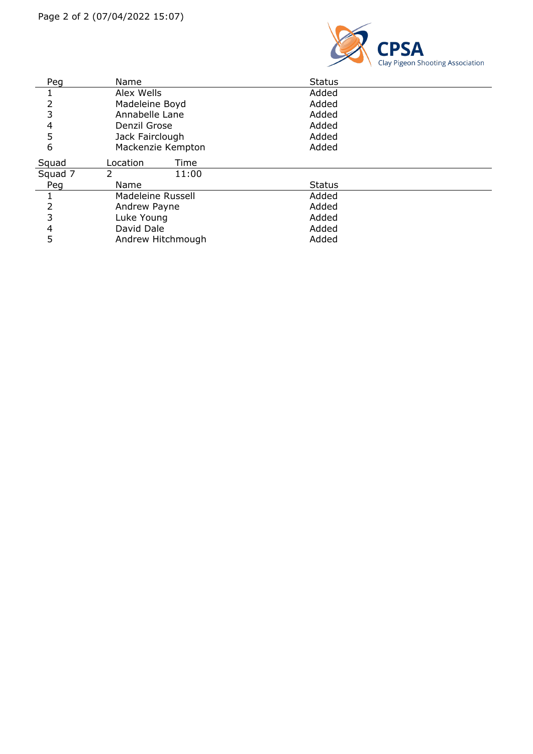| Peg | Name | Status |
|---|---|---|
| 1 | Alex Wells | Added |
| 2 | Madeleine Boyd | Added |
| 3 | Annabelle Lane | Added |
| 4 | Denzil Grose | Added |
| 5 | Jack Fairclough | Added |
| 6 | Mackenzie Kempton | Added |

| Squad | Location | Time |
|---|---|---|
| Squad 7 | 2 | 11:00 |

| Peg | Name | Status |
|---|---|---|
| 1 | Madeleine Russell | Added |
| 2 | Andrew Payne | Added |
| 3 | Luke Young | Added |
| 4 | David Dale | Added |
| 5 | Andrew Hitchmough | Added |